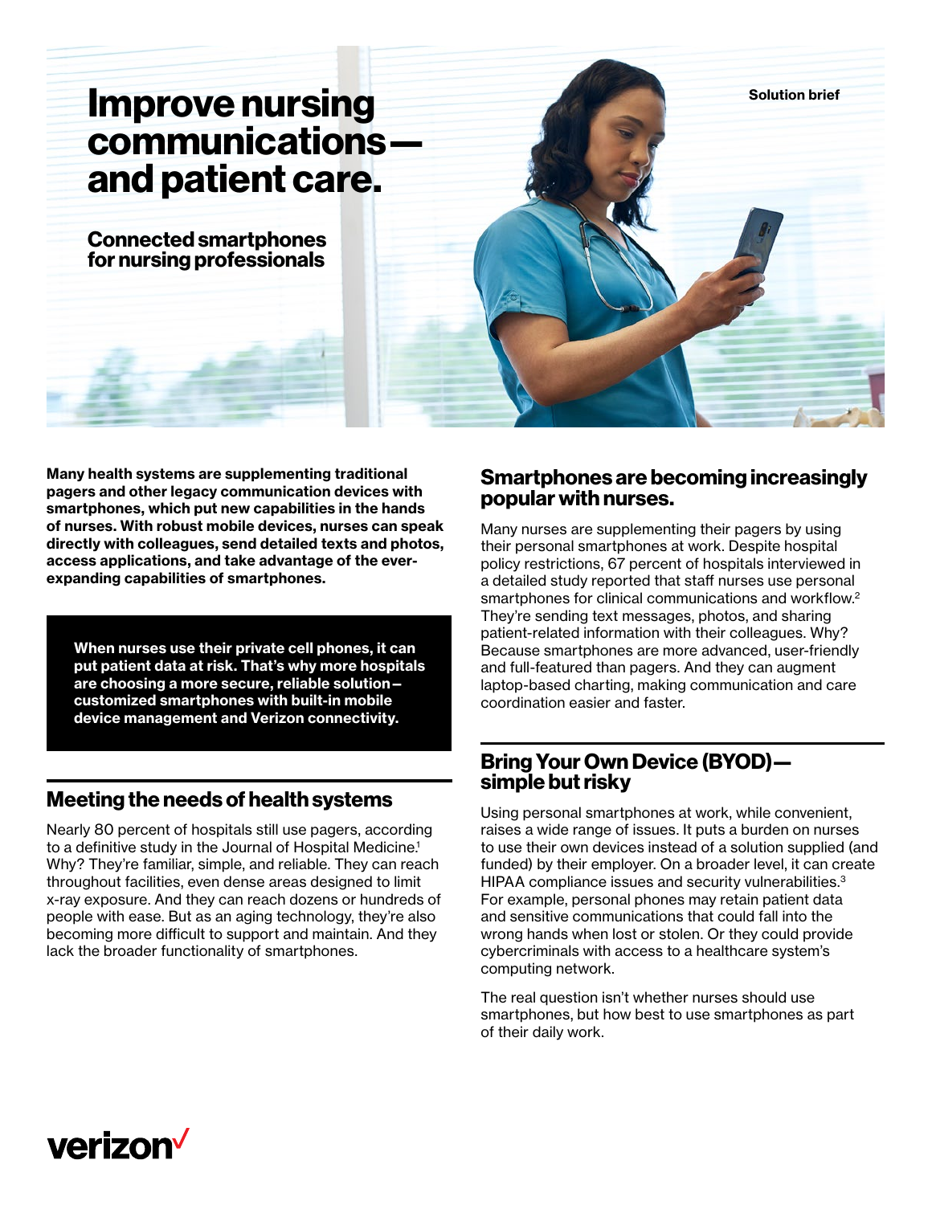Solution brief

# Improve nursing communications—and patient care.

## Connected smartphones for nursing professionals

**Many health systems are supplementing traditional pagers and other legacy communication devices with smartphones, which put new capabilities in the hands of nurses. With robust mobile devices, nurses can speak directly with colleagues, send detailed texts and photos, access applications, and take advantage of the ever-expanding capabilities of smartphones.**

**When nurses use their private cell phones, it can put patient data at risk. That's why more hospitals are choosing a more secure, reliable solution—customized smartphones with built-in mobile device management and Verizon connectivity.**

## Meeting the needs of health systems

Nearly 80 percent of hospitals still use pagers, according to a definitive study in the Journal of Hospital Medicine.[1] Why? They're familiar, simple, and reliable. They can reach throughout facilities, even dense areas designed to limit x-ray exposure. And they can reach dozens or hundreds of people with ease. But as an aging technology, they're also becoming more difficult to support and maintain. And they lack the broader functionality of smartphones.

## Smartphones are becoming increasingly popular with nurses.

Many nurses are supplementing their pagers by using their personal smartphones at work. Despite hospital policy restrictions, 67 percent of hospitals interviewed in a detailed study reported that staff nurses use personal smartphones for clinical communications and workflow.[2] They're sending text messages, photos, and sharing patient-related information with their colleagues. Why? Because smartphones are more advanced, user-friendly and full-featured than pagers. And they can augment laptop-based charting, making communication and care coordination easier and faster.

## Bring Your Own Device (BYOD)—simple but risky

Using personal smartphones at work, while convenient, raises a wide range of issues. It puts a burden on nurses to use their own devices instead of a solution supplied (and funded) by their employer. On a broader level, it can create HIPAA compliance issues and security vulnerabilities.[3] For example, personal phones may retain patient data and sensitive communications that could fall into the wrong hands when lost or stolen. Or they could provide cybercriminals with access to a healthcare system's computing network.

The real question isn't whether nurses should use smartphones, but how best to use smartphones as part of their daily work.

verizon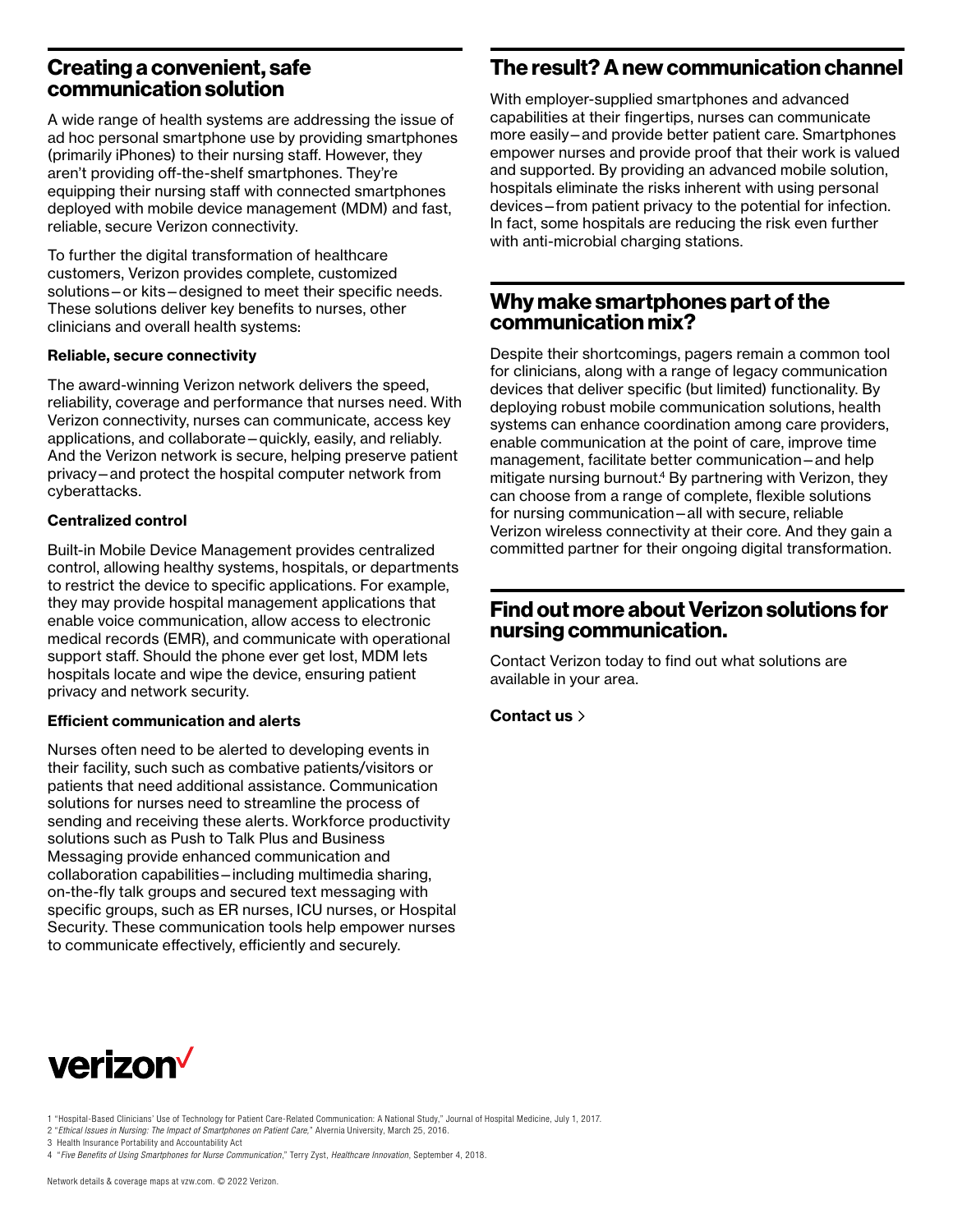## Creating a convenient, safe communication solution

A wide range of health systems are addressing the issue of ad hoc personal smartphone use by providing smartphones (primarily iPhones) to their nursing staff. However, they aren't providing off-the-shelf smartphones. They're equipping their nursing staff with connected smartphones deployed with mobile device management (MDM) and fast, reliable, secure Verizon connectivity.

To further the digital transformation of healthcare customers, Verizon provides complete, customized solutions—or kits—designed to meet their specific needs. These solutions deliver key benefits to nurses, other clinicians and overall health systems:

**Reliable, secure connectivity**

The award-winning Verizon network delivers the speed, reliability, coverage and performance that nurses need. With Verizon connectivity, nurses can communicate, access key applications, and collaborate—quickly, easily, and reliably. And the Verizon network is secure, helping preserve patient privacy—and protect the hospital computer network from cyberattacks.

**Centralized control**

Built-in Mobile Device Management provides centralized control, allowing healthy systems, hospitals, or departments to restrict the device to specific applications. For example, they may provide hospital management applications that enable voice communication, allow access to electronic medical records (EMR), and communicate with operational support staff. Should the phone ever get lost, MDM lets hospitals locate and wipe the device, ensuring patient privacy and network security.

**Efficient communication and alerts**

Nurses often need to be alerted to developing events in their facility, such as combative patients/visitors or patients that need additional assistance. Communication solutions for nurses need to streamline the process of sending and receiving these alerts. Workforce productivity solutions such as Push to Talk Plus and Business Messaging provide enhanced communication and collaboration capabilities—including multimedia sharing, on-the-fly talk groups and secured text messaging with specific groups, such as ER nurses, ICU nurses, or Hospital Security. These communication tools help empower nurses to communicate effectively, efficiently and securely.

## The result? A new communication channel

With employer-supplied smartphones and advanced capabilities at their fingertips, nurses can communicate more easily—and provide better patient care. Smartphones empower nurses and provide proof that their work is valued and supported. By providing an advanced mobile solution, hospitals eliminate the risks inherent with using personal devices—from patient privacy to the potential for infection. In fact, some hospitals are reducing the risk even further with anti-microbial charging stations.

## Why make smartphones part of the communication mix?

Despite their shortcomings, pagers remain a common tool for clinicians, along with a range of legacy communication devices that deliver specific (but limited) functionality. By deploying robust mobile communication solutions, health systems can enhance coordination among care providers, enable communication at the point of care, improve time management, facilitate better communication—and help mitigate nursing burnout.[4] By partnering with Verizon, they can choose from a range of complete, flexible solutions for nursing communication—all with secure, reliable Verizon wireless connectivity at their core. And they gain a committed partner for their ongoing digital transformation.

## Find out more about Verizon solutions for nursing communication.

Contact Verizon today to find out what solutions are available in your area.

**Contact us ›**

verizon✓

1 "Hospital-Based Clinicians' Use of Technology for Patient Care-Related Communication: A National Study," Journal of Hospital Medicine, July 1, 2017.
2 "*Ethical Issues in Nursing: The Impact of Smartphones on Patient Care,*" Alvernia University, March 25, 2016.
3 Health Insurance Portability and Accountability Act
4 "*Five Benefits of Using Smartphones for Nurse Communication*," Terry Zyst, *Healthcare Innovation*, September 4, 2018.

Network details & coverage maps at vzw.com. © 2022 Verizon.